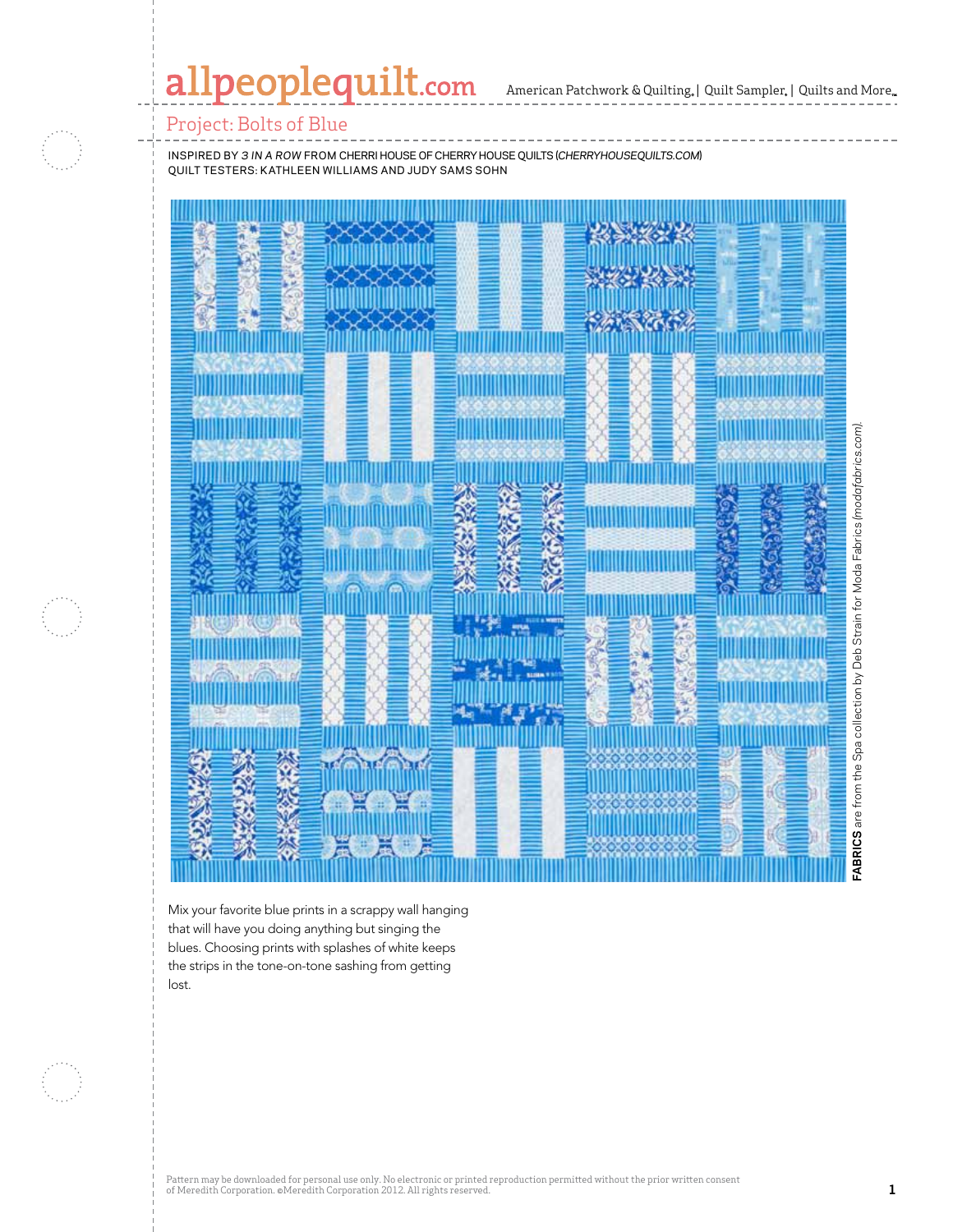# Project: Bolts of Blue

INSPIRED BY *3 IN A ROW* FROM CHERRI HOUSE OF CHERRY HOUSE QUILTS (*CHERRYHOUSEQUILTS.COM*)
QUILT TESTERS: KATHLEEN WILLIAMS AND JUDY SAMS SOHN

**FABRICS** are from the Spa collection by Deb Strain for Moda Fabrics (*modafabrics.com*).

Mix your favorite blue prints in a scrappy wall hanging that will have you doing anything but singing the blues. Choosing prints with splashes of white keeps the strips in the tone-on-tone sashing from getting lost.

Pattern may be downloaded for personal use only. No electronic or printed reproduction permitted without the prior written consent of Meredith Corporation. ©Meredith Corporation 2012. All rights reserved.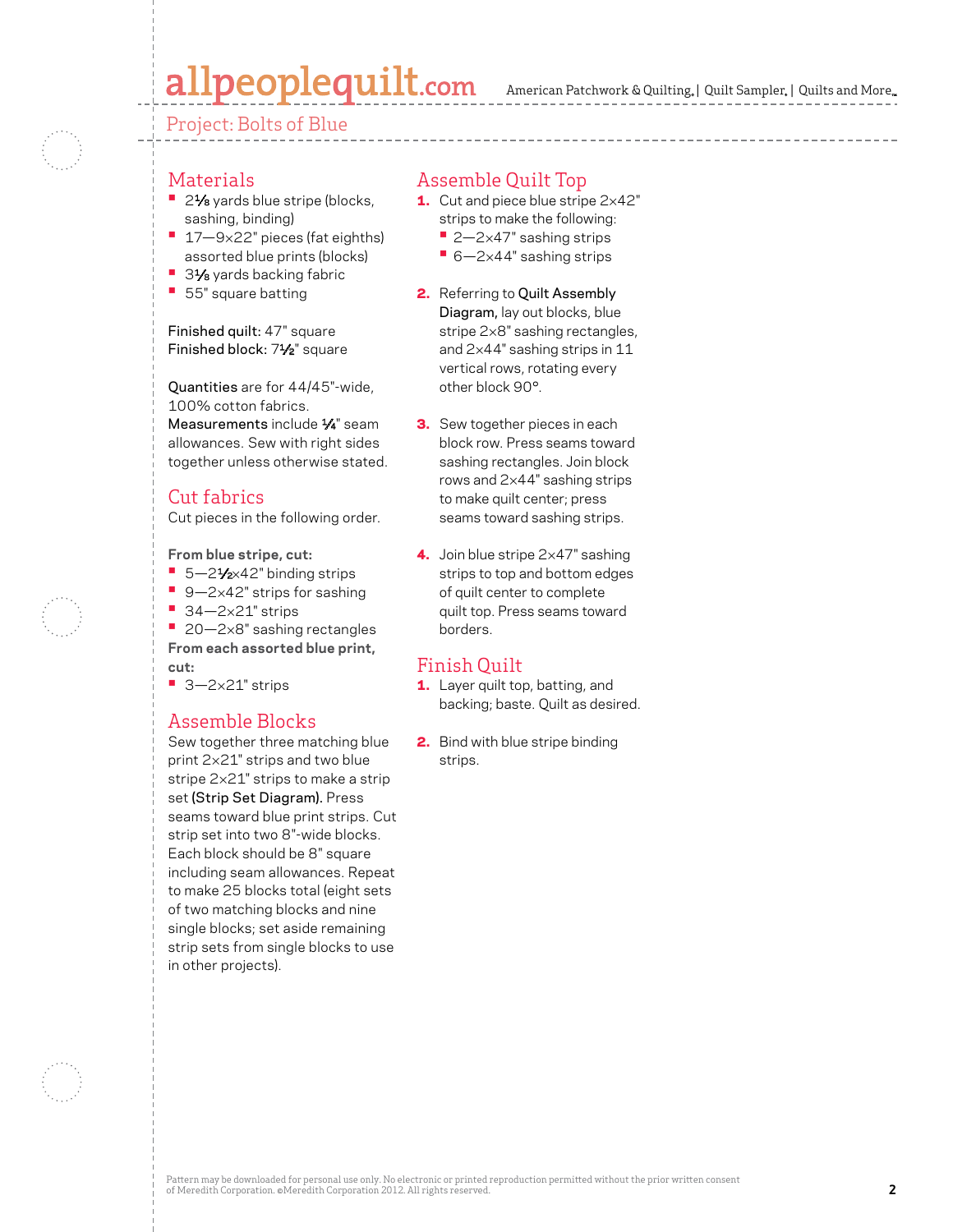## Project: Bolts of Blue

## Materials

- 2⅛ yards blue stripe (blocks, sashing, binding)
- 17—9×22" pieces (fat eighths) assorted blue prints (blocks)
- 3⅛ yards backing fabric
- 55" square batting

**Finished quilt:** 47" square
**Finished block:** 7½" square

**Quantities** are for 44/45"-wide, 100% cotton fabrics.
**Measurements** include ¼" seam allowances. Sew with right sides together unless otherwise stated.

## Cut fabrics

Cut pieces in the following order.

**From blue stripe, cut:**

- 5—2½×42" binding strips
- 9—2×42" strips for sashing
- 34—2×21" strips
- 20—2×8" sashing rectangles

**From each assorted blue print, cut:**

- 3—2×21" strips

## Assemble Blocks

Sew together three matching blue print 2×21" strips and two blue stripe 2×21" strips to make a strip set **(Strip Set Diagram).** Press seams toward blue print strips. Cut strip set into two 8"-wide blocks. Each block should be 8" square including seam allowances. Repeat to make 25 blocks total (eight sets of two matching blocks and nine single blocks; set aside remaining strip sets from single blocks to use in other projects).

## Assemble Quilt Top

1. Cut and piece blue stripe 2×42" strips to make the following:
   - 2—2×47" sashing strips
   - 6—2×44" sashing strips

2. Referring to **Quilt Assembly Diagram,** lay out blocks, blue stripe 2×8" sashing rectangles, and 2×44" sashing strips in 11 vertical rows, rotating every other block 90°.

3. Sew together pieces in each block row. Press seams toward sashing rectangles. Join block rows and 2×44" sashing strips to make quilt center; press seams toward sashing strips.

4. Join blue stripe 2×47" sashing strips to top and bottom edges of quilt center to complete quilt top. Press seams toward borders.

## Finish Quilt

1. Layer quilt top, batting, and backing; baste. Quilt as desired.

2. Bind with blue stripe binding strips.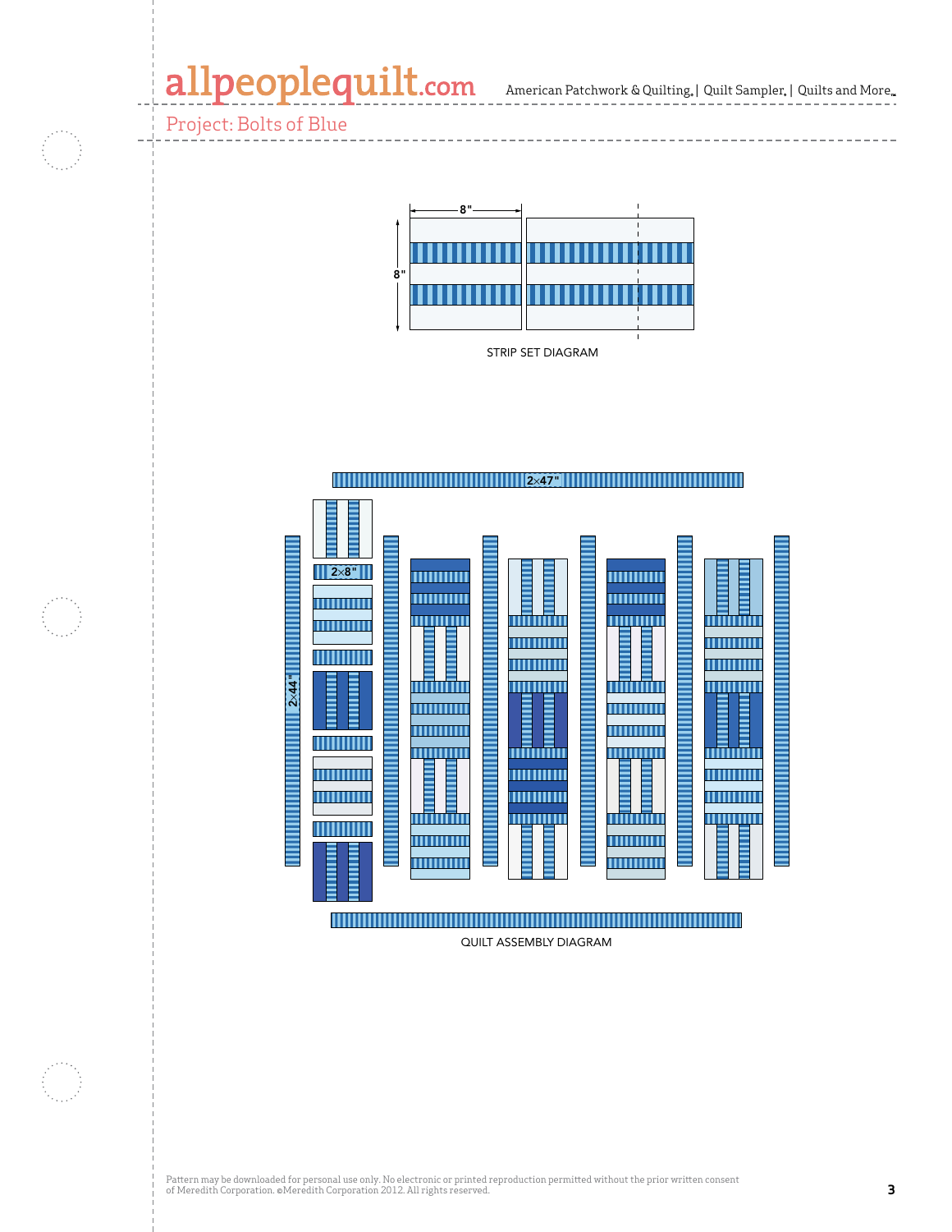Project: Bolts of Blue

8"

8"

STRIP SET DIAGRAM

2×47"

2×8"

2×44"

QUILT ASSEMBLY DIAGRAM

Pattern may be downloaded for personal use only. No electronic or printed reproduction permitted without the prior written consent of Meredith Corporation. ©Meredith Corporation 2012. All rights reserved.